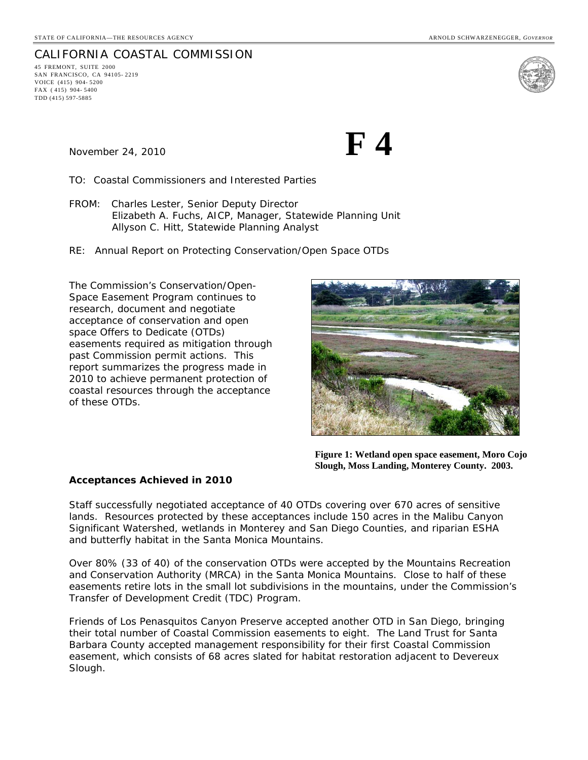STATE OF CALIFORNIA—THE RESOURCES AGENCY ARNOLD SCHWARZENEGGER, *GOVERNOR*

# CALIFORNIA COASTAL COMMISSION

45 FREMONT, SUITE 2000
SAN FRANCISCO, CA 94105-2219
VOICE (415) 904-5200
FAX (415) 904-5400
TDD (415) 597-5885

November 24, 2010

# F 4

TO: Coastal Commissioners and Interested Parties

FROM: Charles Lester, Senior Deputy Director
Elizabeth A. Fuchs, AICP, Manager, Statewide Planning Unit
Allyson C. Hitt, Statewide Planning Analyst

RE: Annual Report on Protecting Conservation/Open Space OTDs

The Commission's Conservation/Open-Space Easement Program continues to research, document and negotiate acceptance of conservation and open space Offers to Dedicate (OTDs) easements required as mitigation through past Commission permit actions. This report summarizes the progress made in 2010 to achieve permanent protection of coastal resources through the acceptance of these OTDs.

**Figure 1: Wetland open space easement, Moro Cojo Slough, Moss Landing, Monterey County. 2003.**

### Acceptances Achieved in 2010

Staff successfully negotiated acceptance of 40 OTDs covering over 670 acres of sensitive lands. Resources protected by these acceptances include 150 acres in the Malibu Canyon Significant Watershed, wetlands in Monterey and San Diego Counties, and riparian ESHA and butterfly habitat in the Santa Monica Mountains.

Over 80% (33 of 40) of the conservation OTDs were accepted by the Mountains Recreation and Conservation Authority (MRCA) in the Santa Monica Mountains. Close to half of these easements retire lots in the small lot subdivisions in the mountains, under the Commission's Transfer of Development Credit (TDC) Program.

Friends of Los Penasquitos Canyon Preserve accepted another OTD in San Diego, bringing their total number of Coastal Commission easements to eight. The Land Trust for Santa Barbara County accepted management responsibility for their first Coastal Commission easement, which consists of 68 acres slated for habitat restoration adjacent to Devereux Slough.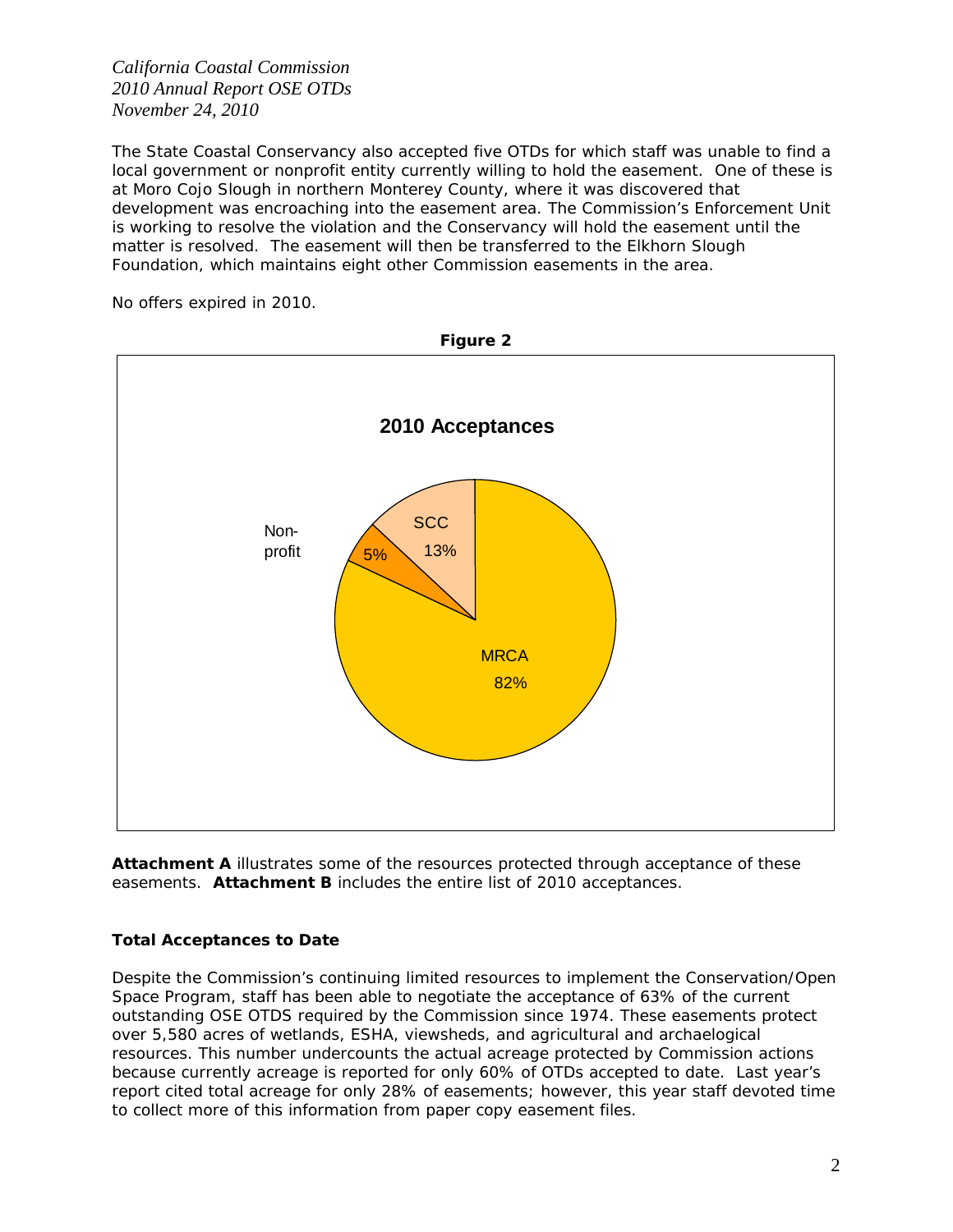The State Coastal Conservancy also accepted five OTDs for which staff was unable to find a local government or nonprofit entity currently willing to hold the easement. One of these is at Moro Cojo Slough in northern Monterey County, where it was discovered that development was encroaching into the easement area. The Commission's Enforcement Unit is working to resolve the violation and the Conservancy will hold the easement until the matter is resolved. The easement will then be transferred to the Elkhorn Slough Foundation, which maintains eight other Commission easements in the area.

No offers expired in 2010.

**Figure 2**

**2010 Acceptances**

| Acceptor | Share |
|---|---|
| MRCA | 82% |
| SCC | 13% |
| Non-profit | 5% |

**Attachment A** illustrates some of the resources protected through acceptance of these easements. **Attachment B** includes the entire list of 2010 acceptances.

### Total Acceptances to Date

Despite the Commission's continuing limited resources to implement the Conservation/Open Space Program, staff has been able to negotiate the acceptance of 63% of the current outstanding OSE OTDS required by the Commission since 1974. These easements protect over 5,580 acres of wetlands, ESHA, viewsheds, and agricultural and archaelogical resources. This number undercounts the actual acreage protected by Commission actions because currently acreage is reported for only 60% of OTDs accepted to date. Last year's report cited total acreage for only 28% of easements; however, this year staff devoted time to collect more of this information from paper copy easement files.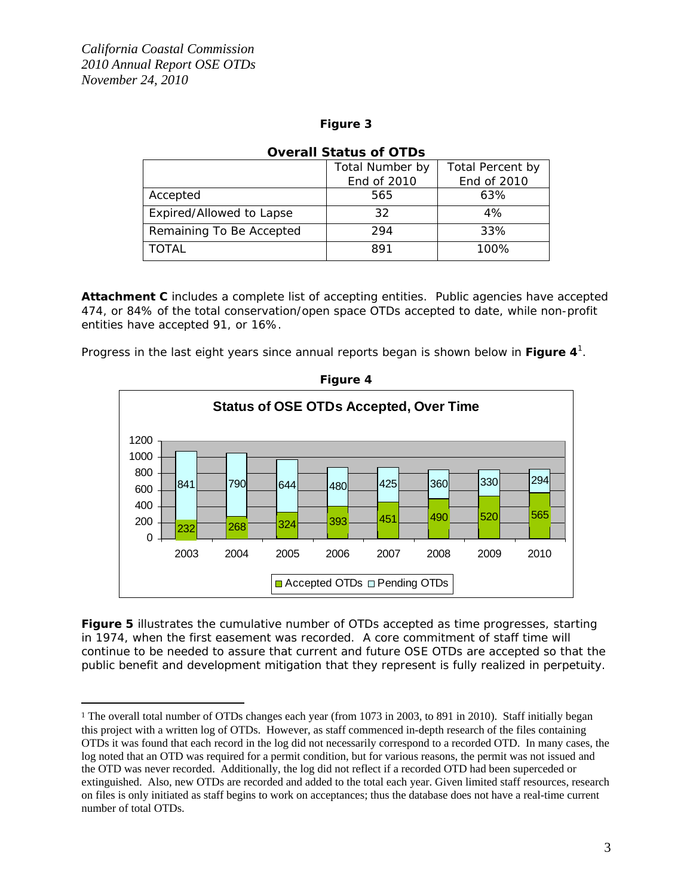**Figure 3**

**Overall Status of OTDs**

| | Total Number by End of 2010 | Total Percent by End of 2010 |
|---|---|---|
| Accepted | 565 | 63% |
| Expired/Allowed to Lapse | 32 | 4% |
| Remaining To Be Accepted | 294 | 33% |
| TOTAL | 891 | 100% |

**Attachment C** includes a complete list of accepting entities. Public agencies have accepted 474, or 84% of the total conservation/open space OTDs accepted to date, while non-profit entities have accepted 91, or 16%.

Progress in the last eight years since annual reports began is shown below in **Figure 4**[1].

**Figure 4**

**Status of OSE OTDs Accepted, Over Time**

| Year | Accepted OTDs | Pending OTDs |
|---|---|---|
| 2003 | 232 | 841 |
| 2004 | 268 | 790 |
| 2005 | 324 | 644 |
| 2006 | 393 | 480 |
| 2007 | 451 | 425 |
| 2008 | 490 | 360 |
| 2009 | 520 | 330 |
| 2010 | 565 | 294 |

**Figure 5** illustrates the cumulative number of OTDs accepted as time progresses, starting in 1974, when the first easement was recorded. A core commitment of staff time will continue to be needed to assure that current and future OSE OTDs are accepted so that the public benefit and development mitigation that they represent is fully realized in perpetuity.

---

[1] The overall total number of OTDs changes each year (from 1073 in 2003, to 891 in 2010). Staff initially began this project with a written log of OTDs. However, as staff commenced in-depth research of the files containing OTDs it was found that each record in the log did not necessarily correspond to a recorded OTD. In many cases, the log noted that an OTD was required for a permit condition, but for various reasons, the permit was not issued and the OTD was never recorded. Additionally, the log did not reflect if a recorded OTD had been superceded or extinguished. Also, new OTDs are recorded and added to the total each year. Given limited staff resources, research on files is only initiated as staff begins to work on acceptances; thus the database does not have a real-time current number of total OTDs.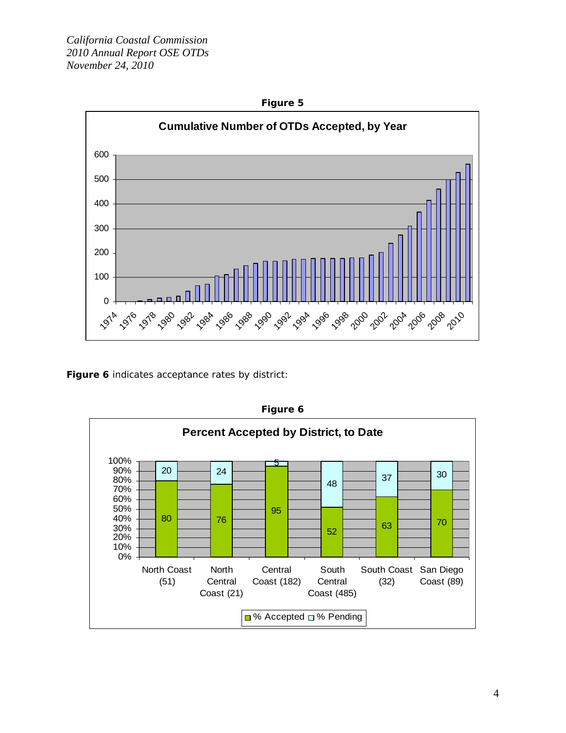**Figure 5**

**Cumulative Number of OTDs Accepted, by Year**

**Figure 6** indicates acceptance rates by district:

**Figure 6**

**Percent Accepted by District, to Date**

| District | % Accepted | % Pending |
|---|---|---|
| North Coast (51) | 80 | 20 |
| North Central Coast (21) | 76 | 24 |
| Central Coast (182) | 95 | 5 |
| South Central Coast (485) | 52 | 48 |
| South Coast (32) | 63 | 37 |
| San Diego Coast (89) | 70 | 30 |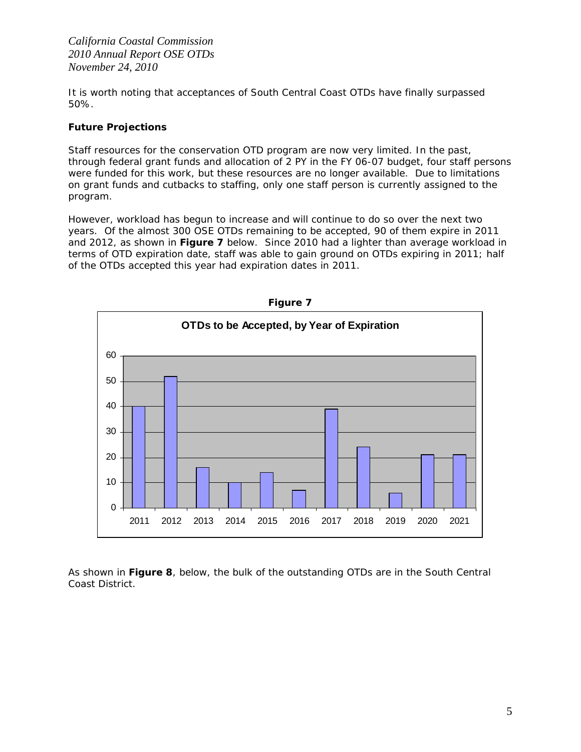It is worth noting that acceptances of South Central Coast OTDs have finally surpassed 50%.

**Future Projections**

Staff resources for the conservation OTD program are now very limited. In the past, through federal grant funds and allocation of 2 PY in the FY 06-07 budget, four staff persons were funded for this work, but these resources are no longer available. Due to limitations on grant funds and cutbacks to staffing, only one staff person is currently assigned to the program.

However, workload has begun to increase and will continue to do so over the next two years. Of the almost 300 OSE OTDs remaining to be accepted, 90 of them expire in 2011 and 2012, as shown in **Figure 7** below. Since 2010 had a lighter than average workload in terms of OTD expiration date, staff was able to gain ground on OTDs expiring in 2011; half of the OTDs accepted this year had expiration dates in 2011.

**Figure 7**

**OTDs to be Accepted, by Year of Expiration**

| Year | OTDs |
|---|---|
| 2011 | 40 |
| 2012 | 52 |
| 2013 | 16 |
| 2014 | 10 |
| 2015 | 14 |
| 2016 | 7 |
| 2017 | 39 |
| 2018 | 24 |
| 2019 | 6 |
| 2020 | 21 |
| 2021 | 21 |

As shown in **Figure 8**, below, the bulk of the outstanding OTDs are in the South Central Coast District.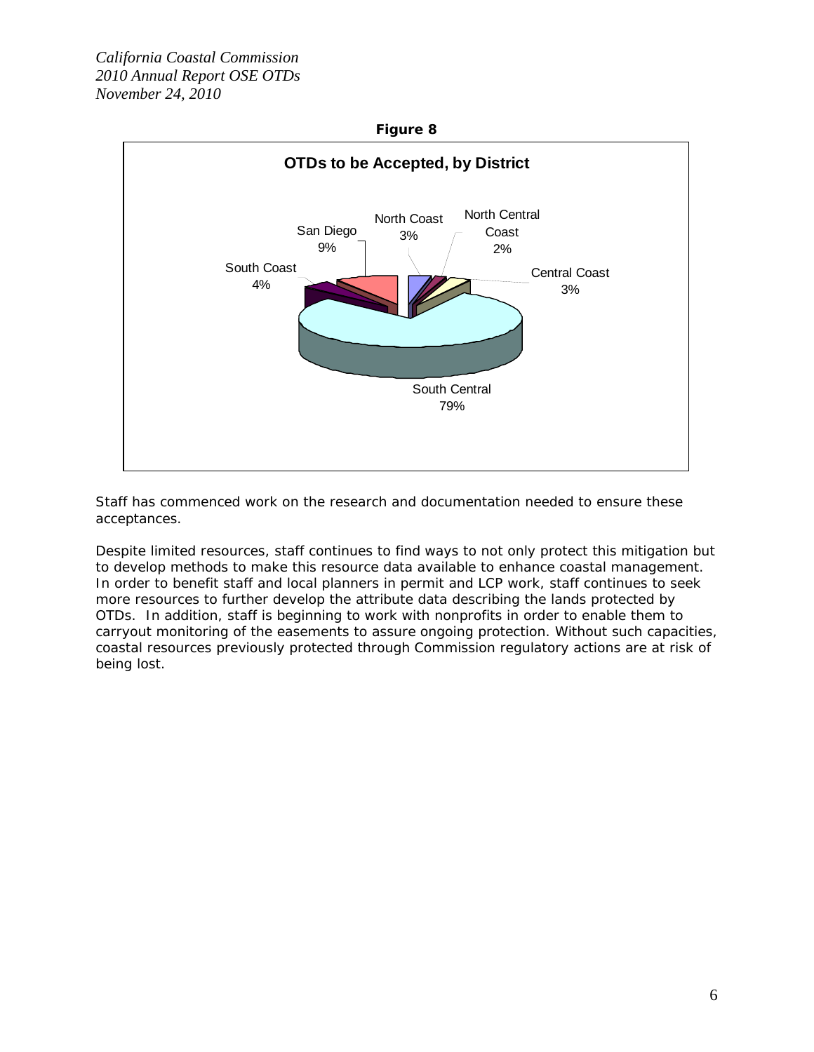**Figure 8**

**OTDs to be Accepted, by District**

North Coast 3%, North Central Coast 2%, Central Coast 3%, South Central 79%, South Coast 4%, San Diego 9%

Staff has commenced work on the research and documentation needed to ensure these acceptances.

Despite limited resources, staff continues to find ways to not only protect this mitigation but to develop methods to make this resource data available to enhance coastal management. In order to benefit staff and local planners in permit and LCP work, staff continues to seek more resources to further develop the attribute data describing the lands protected by OTDs. In addition, staff is beginning to work with nonprofits in order to enable them to carryout monitoring of the easements to assure ongoing protection. Without such capacities, coastal resources previously protected through Commission regulatory actions are at risk of being lost.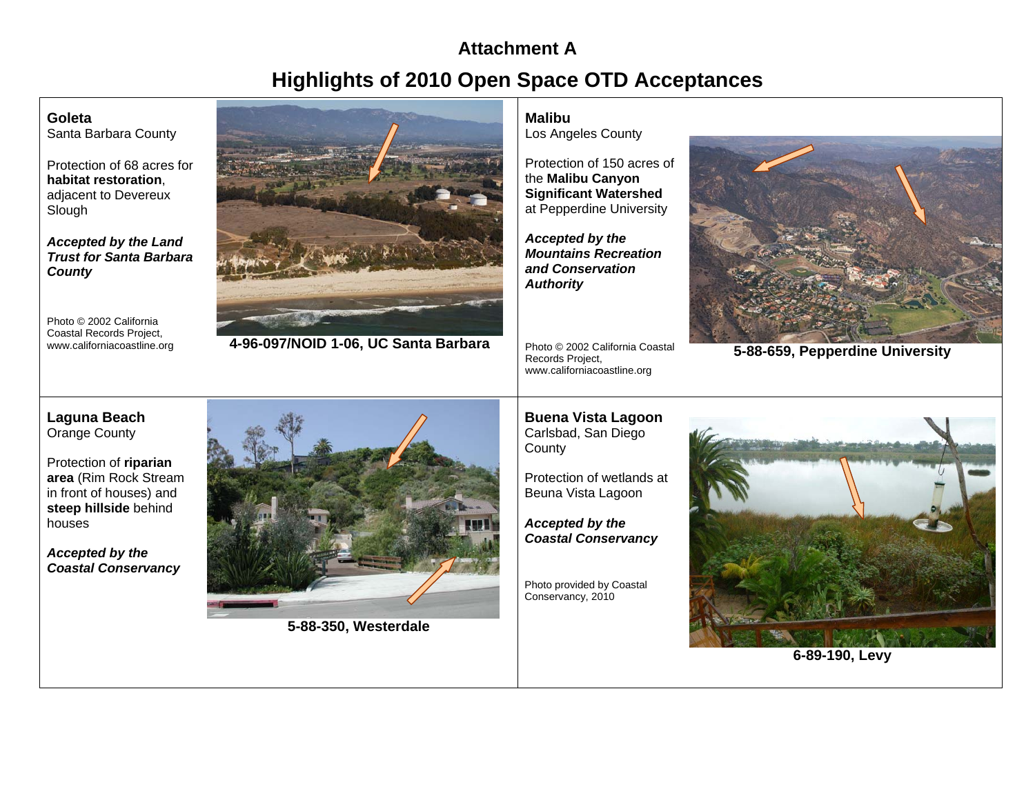# Attachment A

## Highlights of 2010 Open Space OTD Acceptances

### Goleta

Santa Barbara County

Protection of 68 acres for **habitat restoration**, adjacent to Devereux Slough

***Accepted by the Land Trust for Santa Barbara County***

Photo © 2002 California Coastal Records Project, www.californiacoastline.org

**4-96-097/NOID 1-06, UC Santa Barbara**

### Malibu

Los Angeles County

Protection of 150 acres of the **Malibu Canyon Significant Watershed** at Pepperdine University

***Accepted by the Mountains Recreation and Conservation Authority***

Photo © 2002 California Coastal Records Project, www.californiacoastline.org

**5-88-659, Pepperdine University**

### Laguna Beach

Orange County

Protection of **riparian area** (Rim Rock Stream in front of houses) and **steep hillside** behind houses

***Accepted by the Coastal Conservancy***

**5-88-350, Westerdale**

### Buena Vista Lagoon

Carlsbad, San Diego County

Protection of wetlands at Beuna Vista Lagoon

***Accepted by the Coastal Conservancy***

Photo provided by Coastal Conservancy, 2010

**6-89-190, Levy**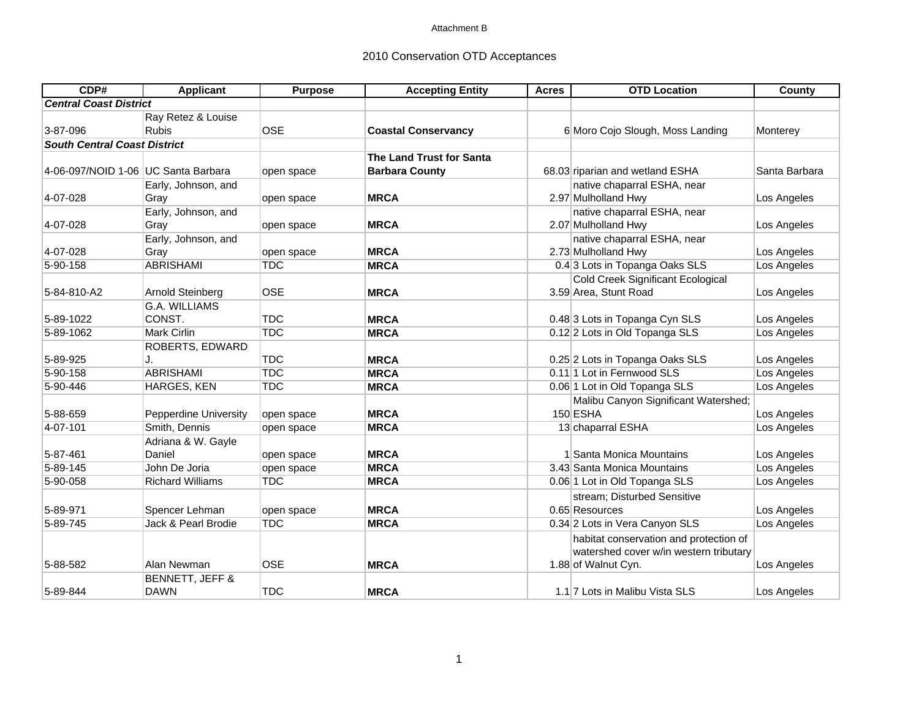Attachment B

## 2010 Conservation OTD Acceptances

| CDP# | Applicant | Purpose | Accepting Entity | Acres | OTD Location | County |
|---|---|---|---|---|---|---|
| ***Central Coast District*** | | | | | | |
| 3-87-096 | Ray Retez & Louise Rubis | OSE | **Coastal Conservancy** | 6 | Moro Cojo Slough, Moss Landing | Monterey |
| ***South Central Coast District*** | | | | | | |
| 4-06-097/NOID 1-06 | UC Santa Barbara | open space | **The Land Trust for Santa Barbara County** | 68.03 | riparian and wetland ESHA | Santa Barbara |
| 4-07-028 | Early, Johnson, and Gray | open space | **MRCA** | 2.97 | native chaparral ESHA, near Mulholland Hwy | Los Angeles |
| 4-07-028 | Early, Johnson, and Gray | open space | **MRCA** | 2.07 | native chaparral ESHA, near Mulholland Hwy | Los Angeles |
| 4-07-028 | Early, Johnson, and Gray | open space | **MRCA** | 2.73 | native chaparral ESHA, near Mulholland Hwy | Los Angeles |
| 5-90-158 | ABRISHAMI | TDC | **MRCA** | 0.4 | 3 Lots in Topanga Oaks SLS | Los Angeles |
| 5-84-810-A2 | Arnold Steinberg | OSE | **MRCA** | 3.59 | Cold Creek Significant Ecological Area, Stunt Road | Los Angeles |
| 5-89-1022 | G.A. WILLIAMS CONST. | TDC | **MRCA** | 0.48 | 3 Lots in Topanga Cyn SLS | Los Angeles |
| 5-89-1062 | Mark Cirlin | TDC | **MRCA** | 0.12 | 2 Lots in Old Topanga SLS | Los Angeles |
| 5-89-925 | ROBERTS, EDWARD J. | TDC | **MRCA** | 0.25 | 2 Lots in Topanga Oaks SLS | Los Angeles |
| 5-90-158 | ABRISHAMI | TDC | **MRCA** | 0.11 | 1 Lot in Fernwood SLS | Los Angeles |
| 5-90-446 | HARGES, KEN | TDC | **MRCA** | 0.06 | 1 Lot in Old Topanga SLS | Los Angeles |
| 5-88-659 | Pepperdine University | open space | **MRCA** | 150 | Malibu Canyon Significant Watershed; ESHA | Los Angeles |
| 4-07-101 | Smith, Dennis | open space | **MRCA** | 13 | chaparral ESHA | Los Angeles |
| 5-87-461 | Adriana & W. Gayle Daniel | open space | **MRCA** | 1 | Santa Monica Mountains | Los Angeles |
| 5-89-145 | John De Joria | open space | **MRCA** | 3.43 | Santa Monica Mountains | Los Angeles |
| 5-90-058 | Richard Williams | TDC | **MRCA** | 0.06 | 1 Lot in Old Topanga SLS | Los Angeles |
| 5-89-971 | Spencer Lehman | open space | **MRCA** | 0.65 | stream; Disturbed Sensitive Resources | Los Angeles |
| 5-89-745 | Jack & Pearl Brodie | TDC | **MRCA** | 0.34 | 2 Lots in Vera Canyon SLS | Los Angeles |
| 5-88-582 | Alan Newman | OSE | **MRCA** | 1.88 | habitat conservation and protection of watershed cover w/in western tributary of Walnut Cyn. | Los Angeles |
| 5-89-844 | BENNETT, JEFF & DAWN | TDC | **MRCA** | 1.1 | 7 Lots in Malibu Vista SLS | Los Angeles |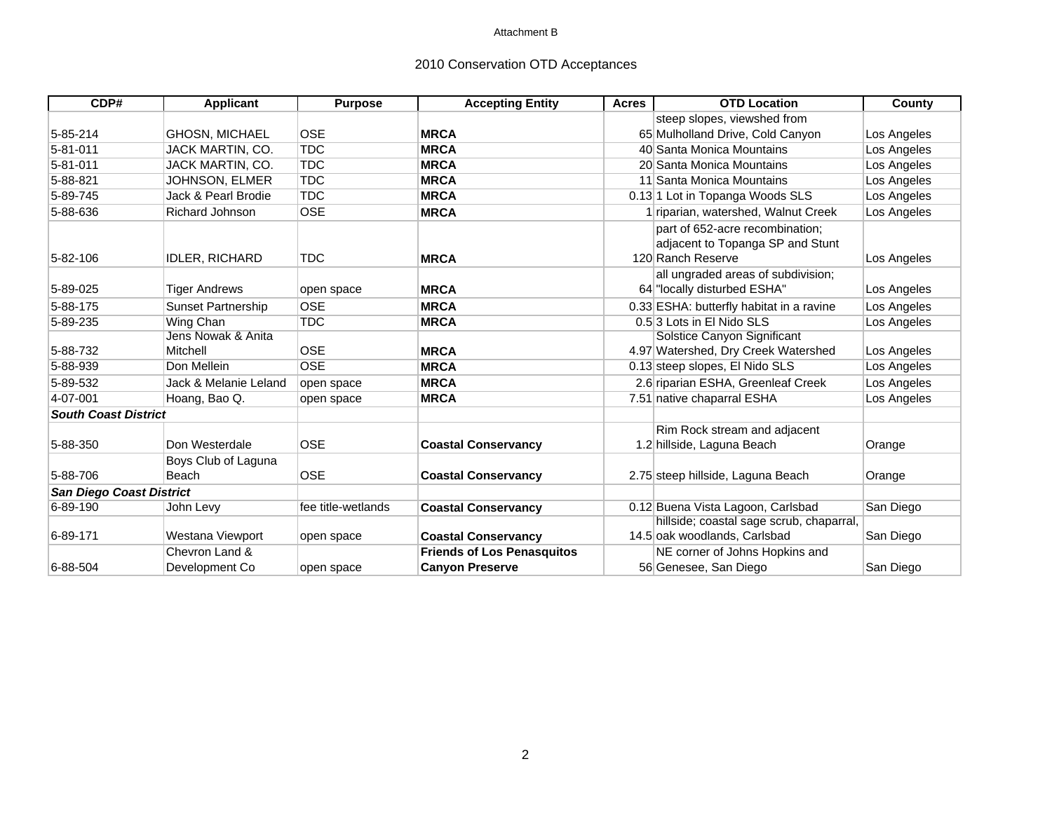Attachment B

## 2010 Conservation OTD Acceptances

| CDP# | Applicant | Purpose | Accepting Entity | Acres | OTD Location | County |
|---|---|---|---|---|---|---|
| 5-85-214 | GHOSN, MICHAEL | OSE | **MRCA** | 65 | steep slopes, viewshed from Mulholland Drive, Cold Canyon | Los Angeles |
| 5-81-011 | JACK MARTIN, CO. | TDC | **MRCA** | 40 | Santa Monica Mountains | Los Angeles |
| 5-81-011 | JACK MARTIN, CO. | TDC | **MRCA** | 20 | Santa Monica Mountains | Los Angeles |
| 5-88-821 | JOHNSON, ELMER | TDC | **MRCA** | 11 | Santa Monica Mountains | Los Angeles |
| 5-89-745 | Jack & Pearl Brodie | TDC | **MRCA** | 0.13 | 1 Lot in Topanga Woods SLS | Los Angeles |
| 5-88-636 | Richard Johnson | OSE | **MRCA** | 1 | riparian, watershed, Walnut Creek | Los Angeles |
| 5-82-106 | IDLER, RICHARD | TDC | **MRCA** | 120 | part of 652-acre recombination; adjacent to Topanga SP and Stunt Ranch Reserve | Los Angeles |
| 5-89-025 | Tiger Andrews | open space | **MRCA** | 64 | all ungraded areas of subdivision; "locally disturbed ESHA" | Los Angeles |
| 5-88-175 | Sunset Partnership | OSE | **MRCA** | 0.33 | ESHA: butterfly habitat in a ravine | Los Angeles |
| 5-89-235 | Wing Chan | TDC | **MRCA** | 0.5 | 3 Lots in El Nido SLS | Los Angeles |
| 5-88-732 | Jens Nowak & Anita Mitchell | OSE | **MRCA** | 4.97 | Solstice Canyon Significant Watershed, Dry Creek Watershed | Los Angeles |
| 5-88-939 | Don Mellein | OSE | **MRCA** | 0.13 | steep slopes, El Nido SLS | Los Angeles |
| 5-89-532 | Jack & Melanie Leland | open space | **MRCA** | 2.6 | riparian ESHA, Greenleaf Creek | Los Angeles |
| 4-07-001 | Hoang, Bao Q. | open space | **MRCA** | 7.51 | native chaparral ESHA | Los Angeles |
| ***South Coast District*** | | | | | | |
| 5-88-350 | Don Westerdale | OSE | **Coastal Conservancy** | 1.2 | Rim Rock stream and adjacent hillside, Laguna Beach | Orange |
| 5-88-706 | Boys Club of Laguna Beach | OSE | **Coastal Conservancy** | 2.75 | steep hillside, Laguna Beach | Orange |
| ***San Diego Coast District*** | | | | | | |
| 6-89-190 | John Levy | fee title-wetlands | **Coastal Conservancy** | 0.12 | Buena Vista Lagoon, Carlsbad | San Diego |
| 6-89-171 | Westana Viewport | open space | **Coastal Conservancy** | 14.5 | hillside; coastal sage scrub, chaparral, oak woodlands, Carlsbad | San Diego |
| 6-88-504 | Chevron Land & Development Co | open space | **Friends of Los Penasquitos Canyon Preserve** | 56 | NE corner of Johns Hopkins and Genesee, San Diego | San Diego |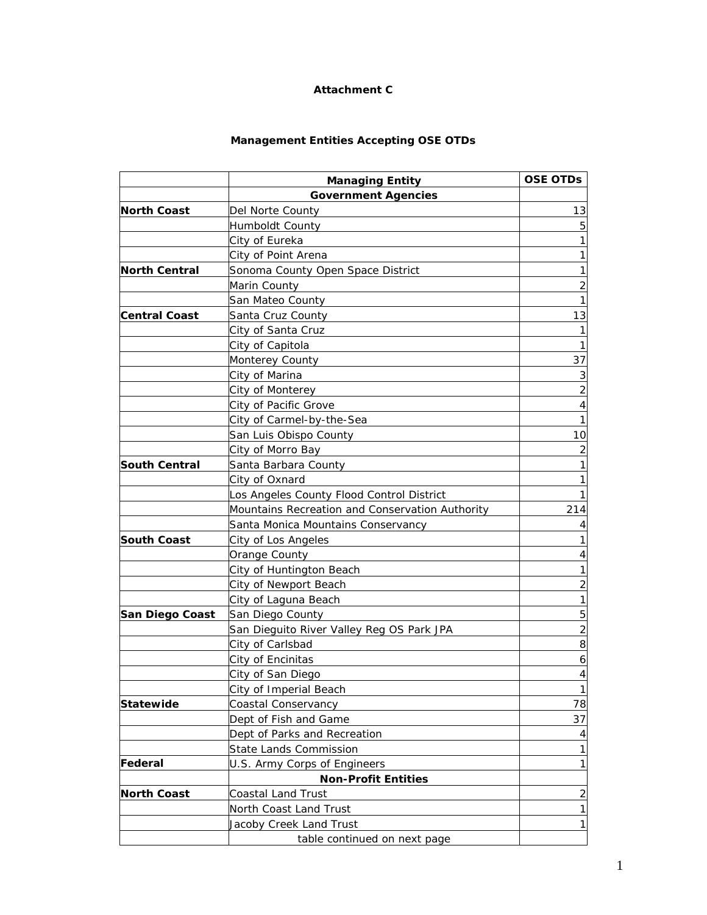**Attachment C**

**Management Entities Accepting OSE OTDs**

| | **Managing Entity** | **OSE OTDs** |
|---|---|---|
| | **Government Agencies** | |
| **North Coast** | Del Norte County | 13 |
| | Humboldt County | 5 |
| | City of Eureka | 1 |
| | City of Point Arena | 1 |
| **North Central** | Sonoma County Open Space District | 1 |
| | Marin County | 2 |
| | San Mateo County | 1 |
| **Central Coast** | Santa Cruz County | 13 |
| | City of Santa Cruz | 1 |
| | City of Capitola | 1 |
| | Monterey County | 37 |
| | City of Marina | 3 |
| | City of Monterey | 2 |
| | City of Pacific Grove | 4 |
| | City of Carmel-by-the-Sea | 1 |
| | San Luis Obispo County | 10 |
| | City of Morro Bay | 2 |
| **South Central** | Santa Barbara County | 1 |
| | City of Oxnard | 1 |
| | Los Angeles County Flood Control District | 1 |
| | Mountains Recreation and Conservation Authority | 214 |
| | Santa Monica Mountains Conservancy | 4 |
| **South Coast** | City of Los Angeles | 1 |
| | Orange County | 4 |
| | City of Huntington Beach | 1 |
| | City of Newport Beach | 2 |
| | City of Laguna Beach | 1 |
| **San Diego Coast** | San Diego County | 5 |
| | San Dieguito River Valley Reg OS Park JPA | 2 |
| | City of Carlsbad | 8 |
| | City of Encinitas | 6 |
| | City of San Diego | 4 |
| | City of Imperial Beach | 1 |
| **Statewide** | Coastal Conservancy | 78 |
| | Dept of Fish and Game | 37 |
| | Dept of Parks and Recreation | 4 |
| | State Lands Commission | 1 |
| **Federal** | U.S. Army Corps of Engineers | 1 |
| | **Non-Profit Entities** | |
| **North Coast** | Coastal Land Trust | 2 |
| | North Coast Land Trust | 1 |
| | Jacoby Creek Land Trust | 1 |
| | table continued on next page | |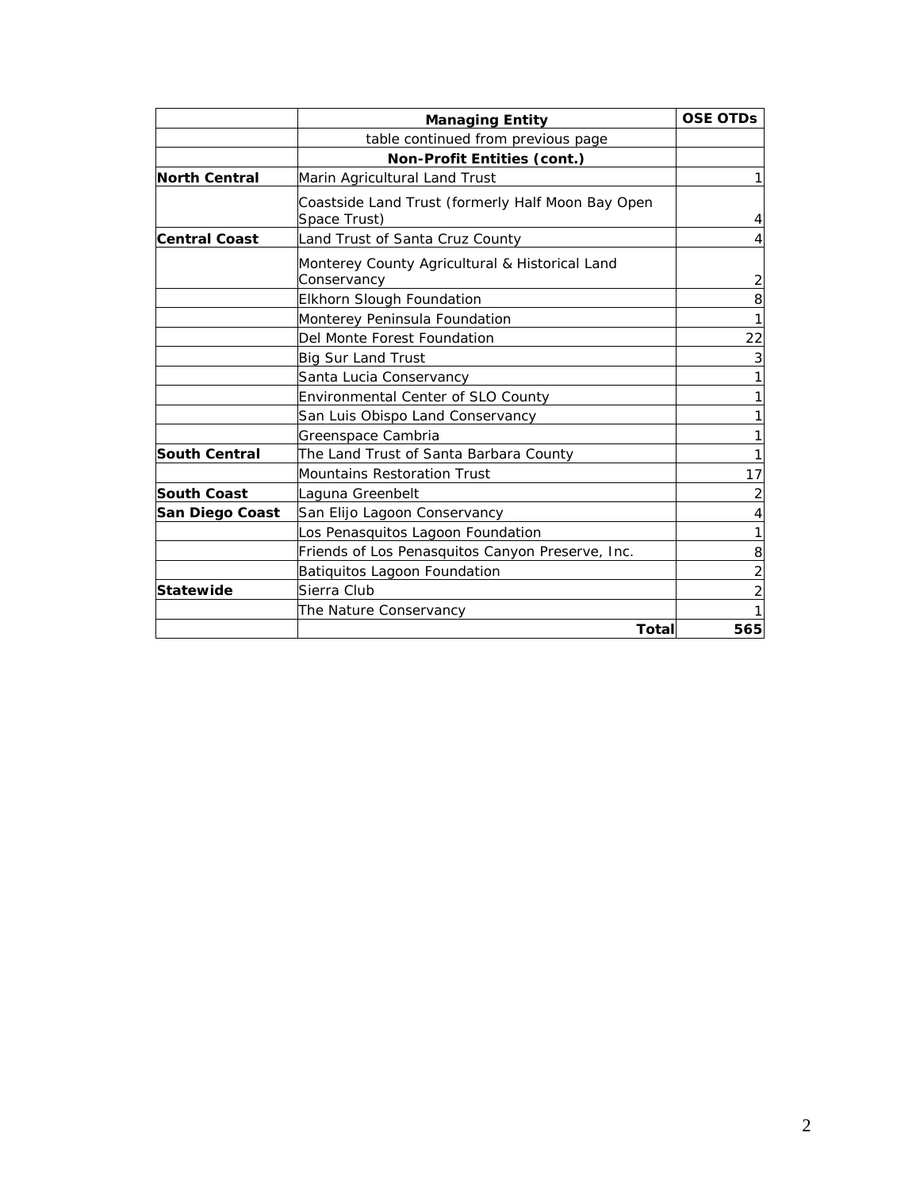| | Managing Entity | OSE OTDs |
|---|---|---|
| | table continued from previous page | |
| | **Non-Profit Entities (cont.)** | |
| **North Central** | Marin Agricultural Land Trust | 1 |
| | Coastside Land Trust (formerly Half Moon Bay Open Space Trust) | 4 |
| **Central Coast** | Land Trust of Santa Cruz County | 4 |
| | Monterey County Agricultural & Historical Land Conservancy | 2 |
| | Elkhorn Slough Foundation | 8 |
| | Monterey Peninsula Foundation | 1 |
| | Del Monte Forest Foundation | 22 |
| | Big Sur Land Trust | 3 |
| | Santa Lucia Conservancy | 1 |
| | Environmental Center of SLO County | 1 |
| | San Luis Obispo Land Conservancy | 1 |
| | Greenspace Cambria | 1 |
| **South Central** | The Land Trust of Santa Barbara County | 1 |
| | Mountains Restoration Trust | 17 |
| **South Coast** | Laguna Greenbelt | 2 |
| **San Diego Coast** | San Elijo Lagoon Conservancy | 4 |
| | Los Penasquitos Lagoon Foundation | 1 |
| | Friends of Los Penasquitos Canyon Preserve, Inc. | 8 |
| | Batiquitos Lagoon Foundation | 2 |
| **Statewide** | Sierra Club | 2 |
| | The Nature Conservancy | 1 |
| | **Total** | **565** |